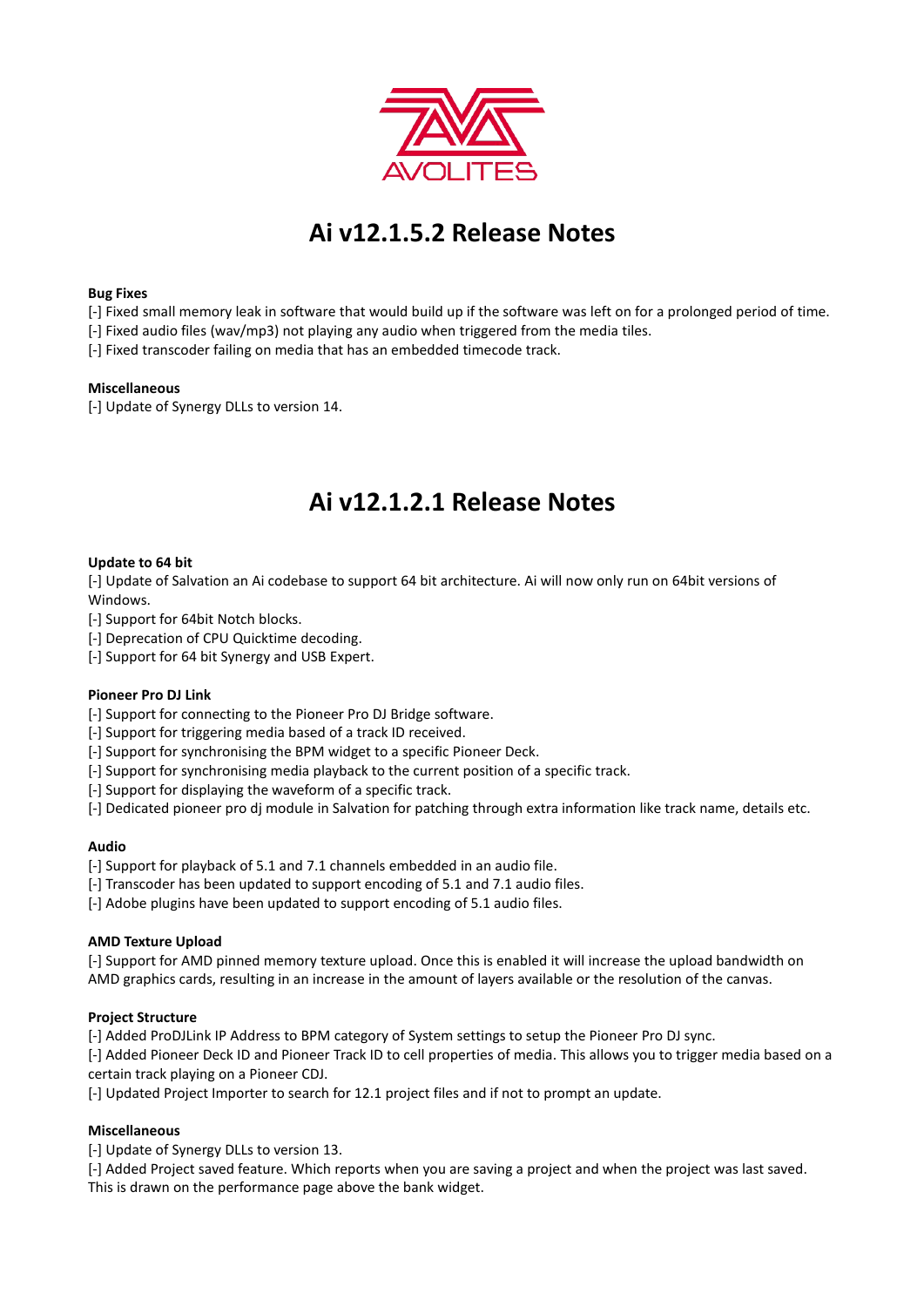# Ai v12.1.5.2 Release Notes

**Bug Fixes**

[-] Fixed small memory leak in software that would build up if the software was left on for a prolonged period of time.
[-] Fixed audio files (wav/mp3) not playing any audio when triggered from the media tiles.
[-] Fixed transcoder failing on media that has an embedded timecode track.

**Miscellaneous**

[-] Update of Synergy DLLs to version 14.

# Ai v12.1.2.1 Release Notes

**Update to 64 bit**

[-] Update of Salvation an Ai codebase to support 64 bit architecture. Ai will now only run on 64bit versions of Windows.
[-] Support for 64bit Notch blocks.
[-] Deprecation of CPU Quicktime decoding.
[-] Support for 64 bit Synergy and USB Expert.

**Pioneer Pro DJ Link**

[-] Support for connecting to the Pioneer Pro DJ Bridge software.
[-] Support for triggering media based of a track ID received.
[-] Support for synchronising the BPM widget to a specific Pioneer Deck.
[-] Support for synchronising media playback to the current position of a specific track.
[-] Support for displaying the waveform of a specific track.
[-] Dedicated pioneer pro dj module in Salvation for patching through extra information like track name, details etc.

**Audio**

[-] Support for playback of 5.1 and 7.1 channels embedded in an audio file.
[-] Transcoder has been updated to support encoding of 5.1 and 7.1 audio files.
[-] Adobe plugins have been updated to support encoding of 5.1 audio files.

**AMD Texture Upload**

[-] Support for AMD pinned memory texture upload. Once this is enabled it will increase the upload bandwidth on AMD graphics cards, resulting in an increase in the amount of layers available or the resolution of the canvas.

**Project Structure**

[-] Added ProDJLink IP Address to BPM category of System settings to setup the Pioneer Pro DJ sync.
[-] Added Pioneer Deck ID and Pioneer Track ID to cell properties of media. This allows you to trigger media based on a certain track playing on a Pioneer CDJ.
[-] Updated Project Importer to search for 12.1 project files and if not to prompt an update.

**Miscellaneous**

[-] Update of Synergy DLLs to version 13.
[-] Added Project saved feature. Which reports when you are saving a project and when the project was last saved. This is drawn on the performance page above the bank widget.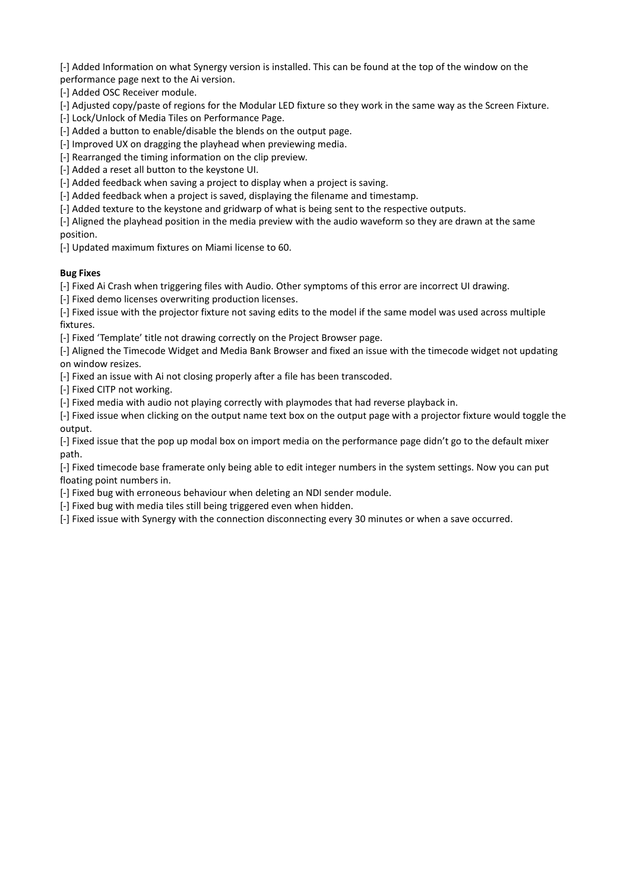[-] Added Information on what Synergy version is installed. This can be found at the top of the window on the performance page next to the Ai version.

[-] Added OSC Receiver module.

[-] Adjusted copy/paste of regions for the Modular LED fixture so they work in the same way as the Screen Fixture.

[-] Lock/Unlock of Media Tiles on Performance Page.

[-] Added a button to enable/disable the blends on the output page.

[-] Improved UX on dragging the playhead when previewing media.

[-] Rearranged the timing information on the clip preview.

[-] Added a reset all button to the keystone UI.

[-] Added feedback when saving a project to display when a project is saving.

[-] Added feedback when a project is saved, displaying the filename and timestamp.

[-] Added texture to the keystone and gridwarp of what is being sent to the respective outputs.

[-] Aligned the playhead position in the media preview with the audio waveform so they are drawn at the same position.

[-] Updated maximum fixtures on Miami license to 60.

**Bug Fixes**

[-] Fixed Ai Crash when triggering files with Audio. Other symptoms of this error are incorrect UI drawing.

[-] Fixed demo licenses overwriting production licenses.

[-] Fixed issue with the projector fixture not saving edits to the model if the same model was used across multiple fixtures.

[-] Fixed 'Template' title not drawing correctly on the Project Browser page.

[-] Aligned the Timecode Widget and Media Bank Browser and fixed an issue with the timecode widget not updating on window resizes.

[-] Fixed an issue with Ai not closing properly after a file has been transcoded.

[-] Fixed CITP not working.

[-] Fixed media with audio not playing correctly with playmodes that had reverse playback in.

[-] Fixed issue when clicking on the output name text box on the output page with a projector fixture would toggle the output.

[-] Fixed issue that the pop up modal box on import media on the performance page didn't go to the default mixer path.

[-] Fixed timecode base framerate only being able to edit integer numbers in the system settings. Now you can put floating point numbers in.

[-] Fixed bug with erroneous behaviour when deleting an NDI sender module.

[-] Fixed bug with media tiles still being triggered even when hidden.

[-] Fixed issue with Synergy with the connection disconnecting every 30 minutes or when a save occurred.